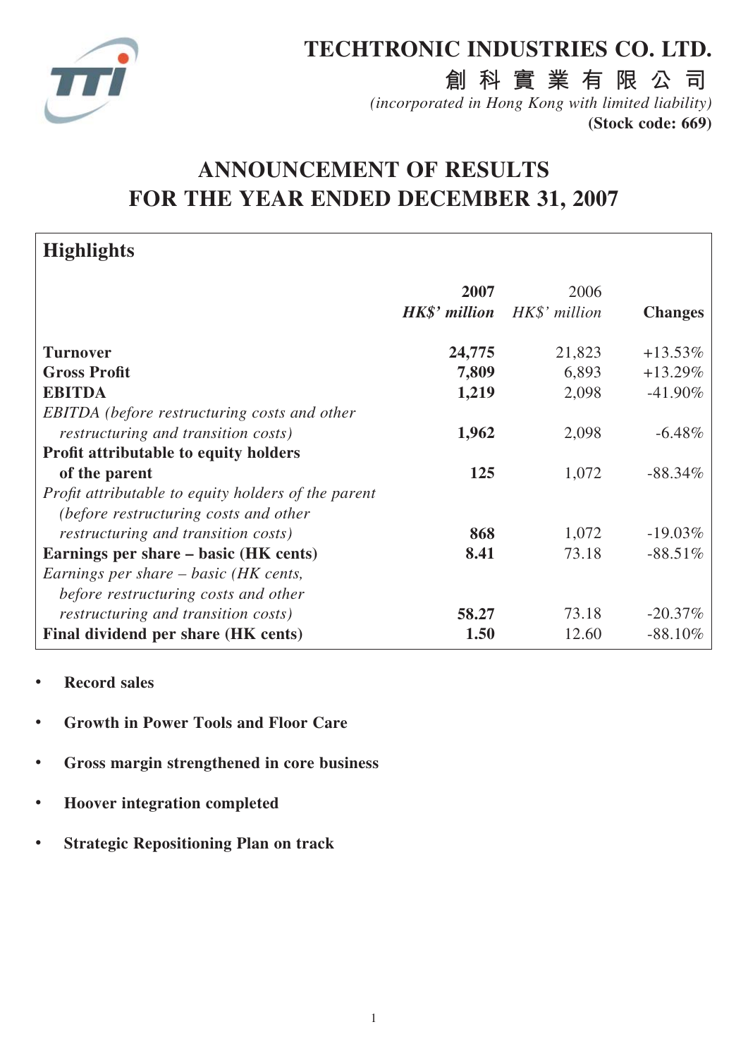# TECHTRONIC INDUSTRIES CO. LTD.

**創科實業有限公司**

*(incorporated in Hong Kong with limited liability)*

**(Stock code: 669)**

# ANNOUNCEMENT OF RESULTS FOR THE YEAR ENDED DECEMBER 31, 2007

## Highlights

| | **2007** *HK$' million* | 2006 *HK$' million* | **Changes** |
|---|---|---|---|
| **Turnover** | **24,775** | 21,823 | +13.53% |
| **Gross Profit** | **7,809** | 6,893 | +13.29% |
| **EBITDA** | **1,219** | 2,098 | -41.90% |
| *EBITDA (before restructuring costs and other restructuring and transition costs)* | **1,962** | 2,098 | -6.48% |
| **Profit attributable to equity holders of the parent** | **125** | 1,072 | -88.34% |
| *Profit attributable to equity holders of the parent (before restructuring costs and other restructuring and transition costs)* | **868** | 1,072 | -19.03% |
| **Earnings per share – basic (HK cents)** | **8.41** | 73.18 | -88.51% |
| *Earnings per share – basic (HK cents, before restructuring costs and other restructuring and transition costs)* | **58.27** | 73.18 | -20.37% |
| **Final dividend per share (HK cents)** | **1.50** | 12.60 | -88.10% |

- **Record sales**
- **Growth in Power Tools and Floor Care**
- **Gross margin strengthened in core business**
- **Hoover integration completed**
- **Strategic Repositioning Plan on track**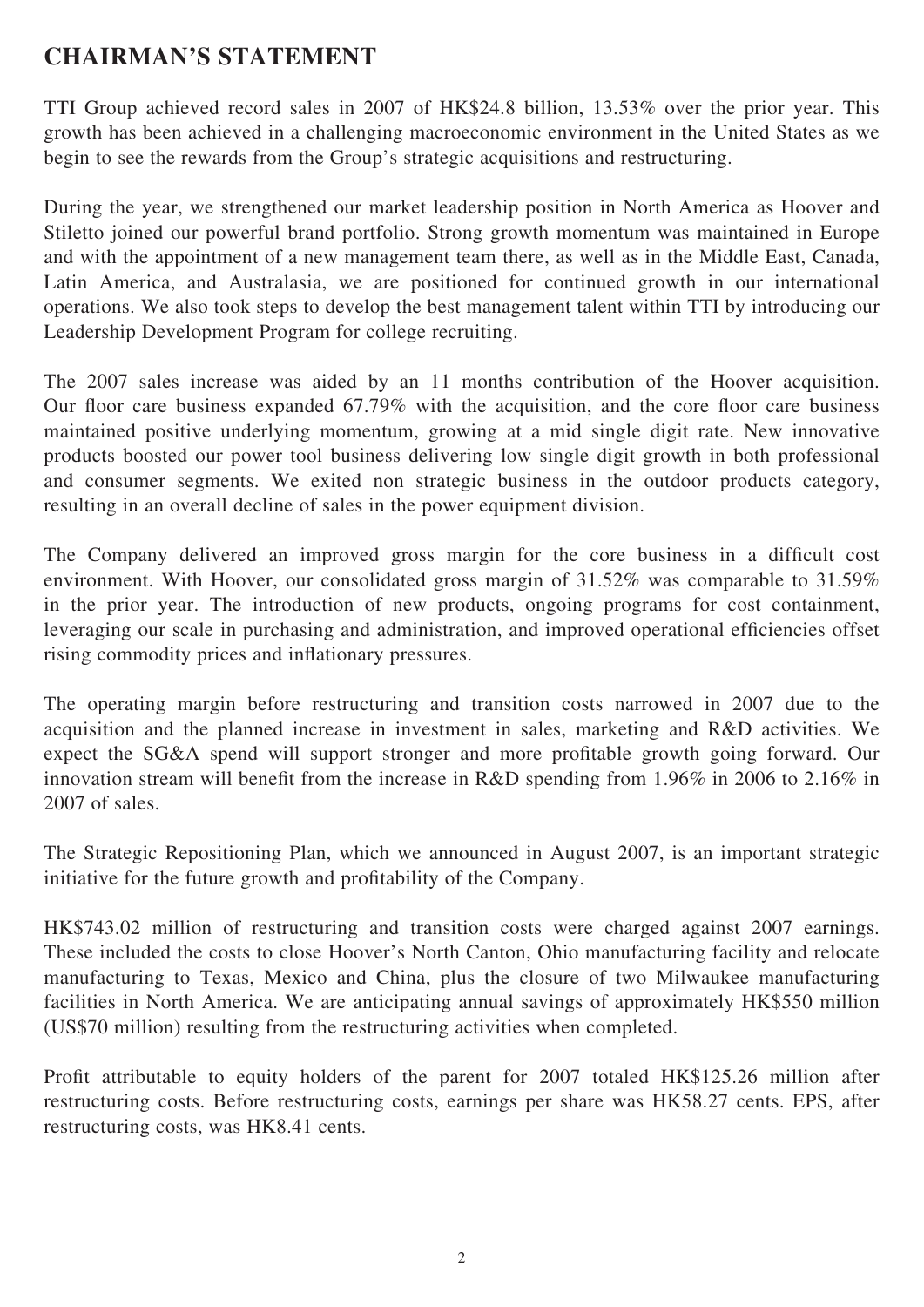# CHAIRMAN'S STATEMENT

TTI Group achieved record sales in 2007 of HK$24.8 billion, 13.53% over the prior year. This growth has been achieved in a challenging macroeconomic environment in the United States as we begin to see the rewards from the Group's strategic acquisitions and restructuring.

During the year, we strengthened our market leadership position in North America as Hoover and Stiletto joined our powerful brand portfolio. Strong growth momentum was maintained in Europe and with the appointment of a new management team there, as well as in the Middle East, Canada, Latin America, and Australasia, we are positioned for continued growth in our international operations. We also took steps to develop the best management talent within TTI by introducing our Leadership Development Program for college recruiting.

The 2007 sales increase was aided by an 11 months contribution of the Hoover acquisition. Our floor care business expanded 67.79% with the acquisition, and the core floor care business maintained positive underlying momentum, growing at a mid single digit rate. New innovative products boosted our power tool business delivering low single digit growth in both professional and consumer segments. We exited non strategic business in the outdoor products category, resulting in an overall decline of sales in the power equipment division.

The Company delivered an improved gross margin for the core business in a difficult cost environment. With Hoover, our consolidated gross margin of 31.52% was comparable to 31.59% in the prior year. The introduction of new products, ongoing programs for cost containment, leveraging our scale in purchasing and administration, and improved operational efficiencies offset rising commodity prices and inflationary pressures.

The operating margin before restructuring and transition costs narrowed in 2007 due to the acquisition and the planned increase in investment in sales, marketing and R&D activities. We expect the SG&A spend will support stronger and more profitable growth going forward. Our innovation stream will benefit from the increase in R&D spending from 1.96% in 2006 to 2.16% in 2007 of sales.

The Strategic Repositioning Plan, which we announced in August 2007, is an important strategic initiative for the future growth and profitability of the Company.

HK$743.02 million of restructuring and transition costs were charged against 2007 earnings. These included the costs to close Hoover's North Canton, Ohio manufacturing facility and relocate manufacturing to Texas, Mexico and China, plus the closure of two Milwaukee manufacturing facilities in North America. We are anticipating annual savings of approximately HK$550 million (US$70 million) resulting from the restructuring activities when completed.

Profit attributable to equity holders of the parent for 2007 totaled HK$125.26 million after restructuring costs. Before restructuring costs, earnings per share was HK58.27 cents. EPS, after restructuring costs, was HK8.41 cents.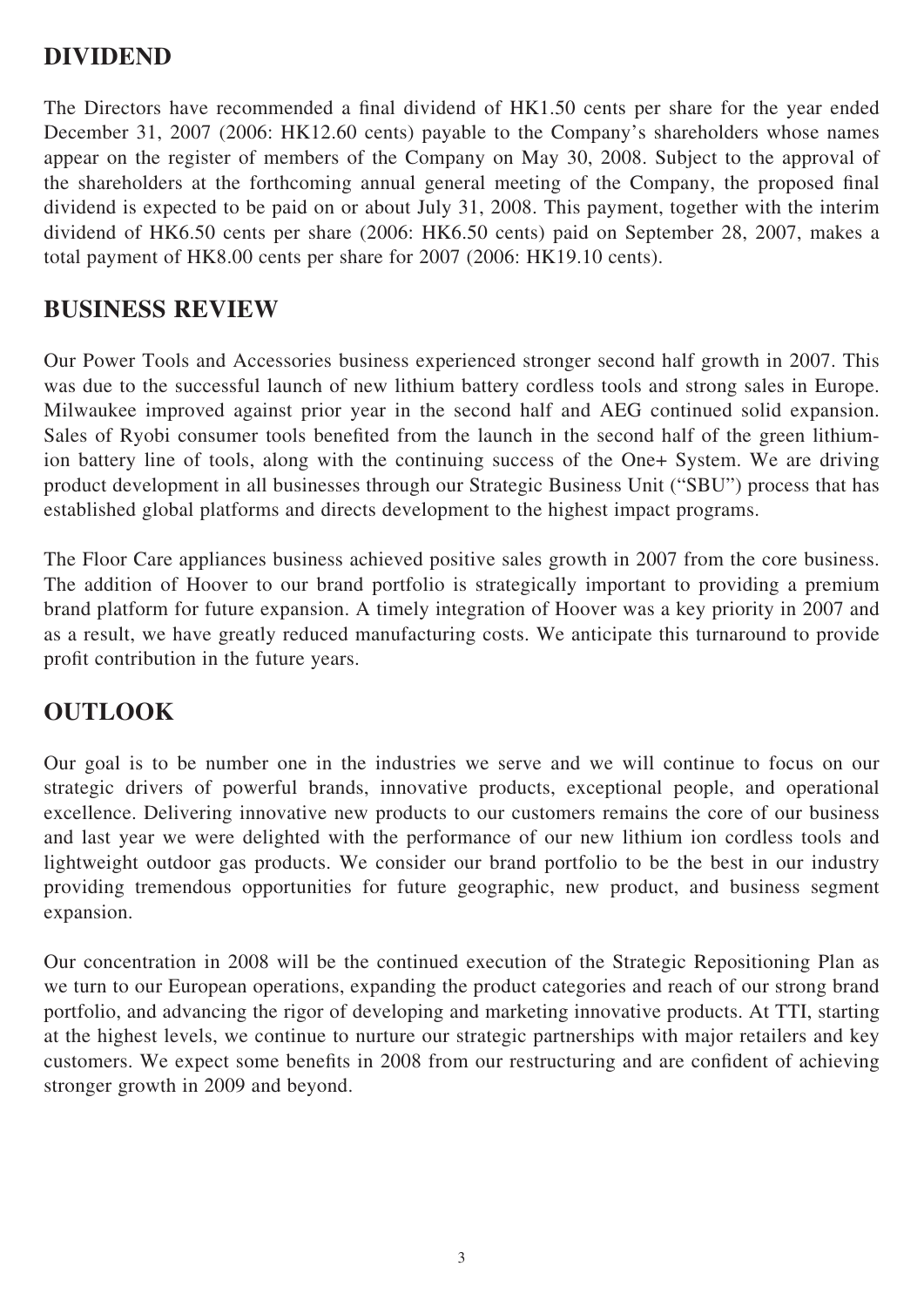## DIVIDEND

The Directors have recommended a final dividend of HK1.50 cents per share for the year ended December 31, 2007 (2006: HK12.60 cents) payable to the Company's shareholders whose names appear on the register of members of the Company on May 30, 2008. Subject to the approval of the shareholders at the forthcoming annual general meeting of the Company, the proposed final dividend is expected to be paid on or about July 31, 2008. This payment, together with the interim dividend of HK6.50 cents per share (2006: HK6.50 cents) paid on September 28, 2007, makes a total payment of HK8.00 cents per share for 2007 (2006: HK19.10 cents).

## BUSINESS REVIEW

Our Power Tools and Accessories business experienced stronger second half growth in 2007. This was due to the successful launch of new lithium battery cordless tools and strong sales in Europe. Milwaukee improved against prior year in the second half and AEG continued solid expansion. Sales of Ryobi consumer tools benefited from the launch in the second half of the green lithium-ion battery line of tools, along with the continuing success of the One+ System. We are driving product development in all businesses through our Strategic Business Unit ("SBU") process that has established global platforms and directs development to the highest impact programs.

The Floor Care appliances business achieved positive sales growth in 2007 from the core business. The addition of Hoover to our brand portfolio is strategically important to providing a premium brand platform for future expansion. A timely integration of Hoover was a key priority in 2007 and as a result, we have greatly reduced manufacturing costs. We anticipate this turnaround to provide profit contribution in the future years.

## OUTLOOK

Our goal is to be number one in the industries we serve and we will continue to focus on our strategic drivers of powerful brands, innovative products, exceptional people, and operational excellence. Delivering innovative new products to our customers remains the core of our business and last year we were delighted with the performance of our new lithium ion cordless tools and lightweight outdoor gas products. We consider our brand portfolio to be the best in our industry providing tremendous opportunities for future geographic, new product, and business segment expansion.

Our concentration in 2008 will be the continued execution of the Strategic Repositioning Plan as we turn to our European operations, expanding the product categories and reach of our strong brand portfolio, and advancing the rigor of developing and marketing innovative products. At TTI, starting at the highest levels, we continue to nurture our strategic partnerships with major retailers and key customers. We expect some benefits in 2008 from our restructuring and are confident of achieving stronger growth in 2009 and beyond.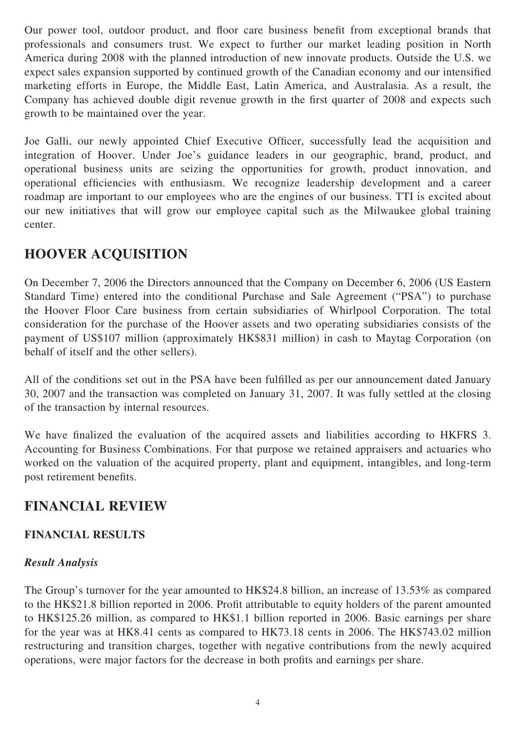Our power tool, outdoor product, and floor care business benefit from exceptional brands that professionals and consumers trust. We expect to further our market leading position in North America during 2008 with the planned introduction of new innovate products. Outside the U.S. we expect sales expansion supported by continued growth of the Canadian economy and our intensified marketing efforts in Europe, the Middle East, Latin America, and Australasia. As a result, the Company has achieved double digit revenue growth in the first quarter of 2008 and expects such growth to be maintained over the year.

Joe Galli, our newly appointed Chief Executive Officer, successfully lead the acquisition and integration of Hoover. Under Joe's guidance leaders in our geographic, brand, product, and operational business units are seizing the opportunities for growth, product innovation, and operational efficiencies with enthusiasm. We recognize leadership development and a career roadmap are important to our employees who are the engines of our business. TTI is excited about our new initiatives that will grow our employee capital such as the Milwaukee global training center.

## HOOVER ACQUISITION

On December 7, 2006 the Directors announced that the Company on December 6, 2006 (US Eastern Standard Time) entered into the conditional Purchase and Sale Agreement ("PSA") to purchase the Hoover Floor Care business from certain subsidiaries of Whirlpool Corporation. The total consideration for the purchase of the Hoover assets and two operating subsidiaries consists of the payment of US$107 million (approximately HK$831 million) in cash to Maytag Corporation (on behalf of itself and the other sellers).

All of the conditions set out in the PSA have been fulfilled as per our announcement dated January 30, 2007 and the transaction was completed on January 31, 2007. It was fully settled at the closing of the transaction by internal resources.

We have finalized the evaluation of the acquired assets and liabilities according to HKFRS 3. Accounting for Business Combinations. For that purpose we retained appraisers and actuaries who worked on the valuation of the acquired property, plant and equipment, intangibles, and long-term post retirement benefits.

## FINANCIAL REVIEW

### FINANCIAL RESULTS

#### *Result Analysis*

The Group's turnover for the year amounted to HK$24.8 billion, an increase of 13.53% as compared to the HK$21.8 billion reported in 2006. Profit attributable to equity holders of the parent amounted to HK$125.26 million, as compared to HK$1.1 billion reported in 2006. Basic earnings per share for the year was at HK8.41 cents as compared to HK73.18 cents in 2006. The HK$743.02 million restructuring and transition charges, together with negative contributions from the newly acquired operations, were major factors for the decrease in both profits and earnings per share.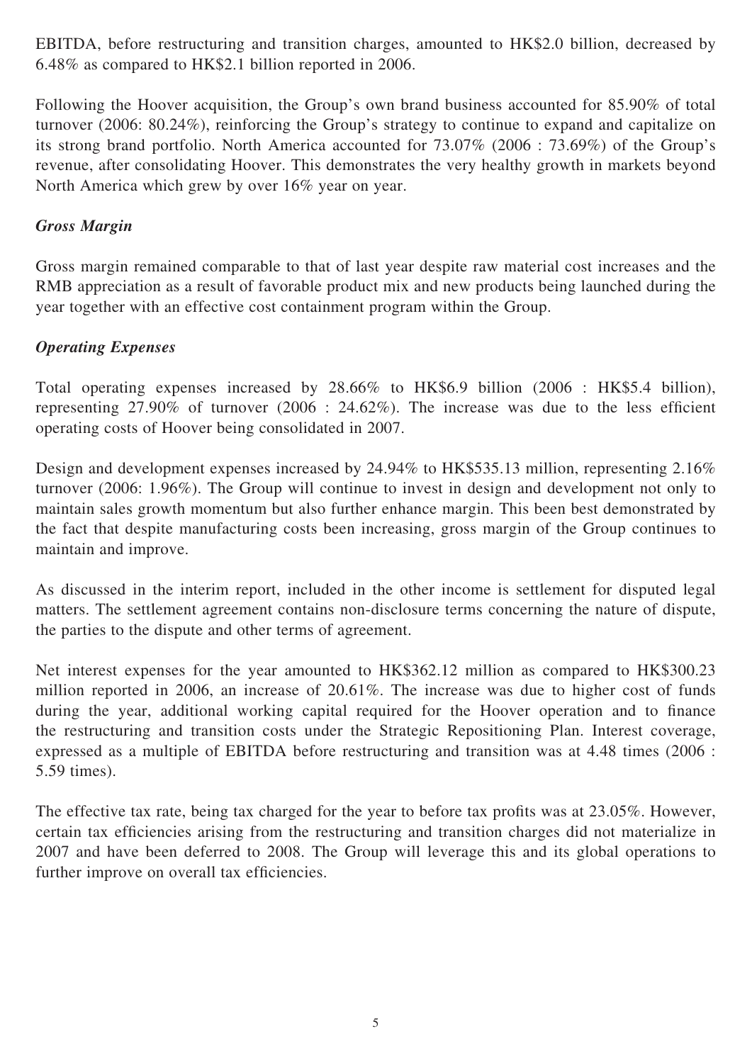EBITDA, before restructuring and transition charges, amounted to HK$2.0 billion, decreased by 6.48% as compared to HK$2.1 billion reported in 2006.

Following the Hoover acquisition, the Group's own brand business accounted for 85.90% of total turnover (2006: 80.24%), reinforcing the Group's strategy to continue to expand and capitalize on its strong brand portfolio. North America accounted for 73.07% (2006 : 73.69%) of the Group's revenue, after consolidating Hoover. This demonstrates the very healthy growth in markets beyond North America which grew by over 16% year on year.

### *Gross Margin*

Gross margin remained comparable to that of last year despite raw material cost increases and the RMB appreciation as a result of favorable product mix and new products being launched during the year together with an effective cost containment program within the Group.

### *Operating Expenses*

Total operating expenses increased by 28.66% to HK$6.9 billion (2006 : HK$5.4 billion), representing 27.90% of turnover (2006 : 24.62%). The increase was due to the less efficient operating costs of Hoover being consolidated in 2007.

Design and development expenses increased by 24.94% to HK$535.13 million, representing 2.16% turnover (2006: 1.96%). The Group will continue to invest in design and development not only to maintain sales growth momentum but also further enhance margin. This been best demonstrated by the fact that despite manufacturing costs been increasing, gross margin of the Group continues to maintain and improve.

As discussed in the interim report, included in the other income is settlement for disputed legal matters. The settlement agreement contains non-disclosure terms concerning the nature of dispute, the parties to the dispute and other terms of agreement.

Net interest expenses for the year amounted to HK$362.12 million as compared to HK$300.23 million reported in 2006, an increase of 20.61%. The increase was due to higher cost of funds during the year, additional working capital required for the Hoover operation and to finance the restructuring and transition costs under the Strategic Repositioning Plan. Interest coverage, expressed as a multiple of EBITDA before restructuring and transition was at 4.48 times (2006 : 5.59 times).

The effective tax rate, being tax charged for the year to before tax profits was at 23.05%. However, certain tax efficiencies arising from the restructuring and transition charges did not materialize in 2007 and have been deferred to 2008. The Group will leverage this and its global operations to further improve on overall tax efficiencies.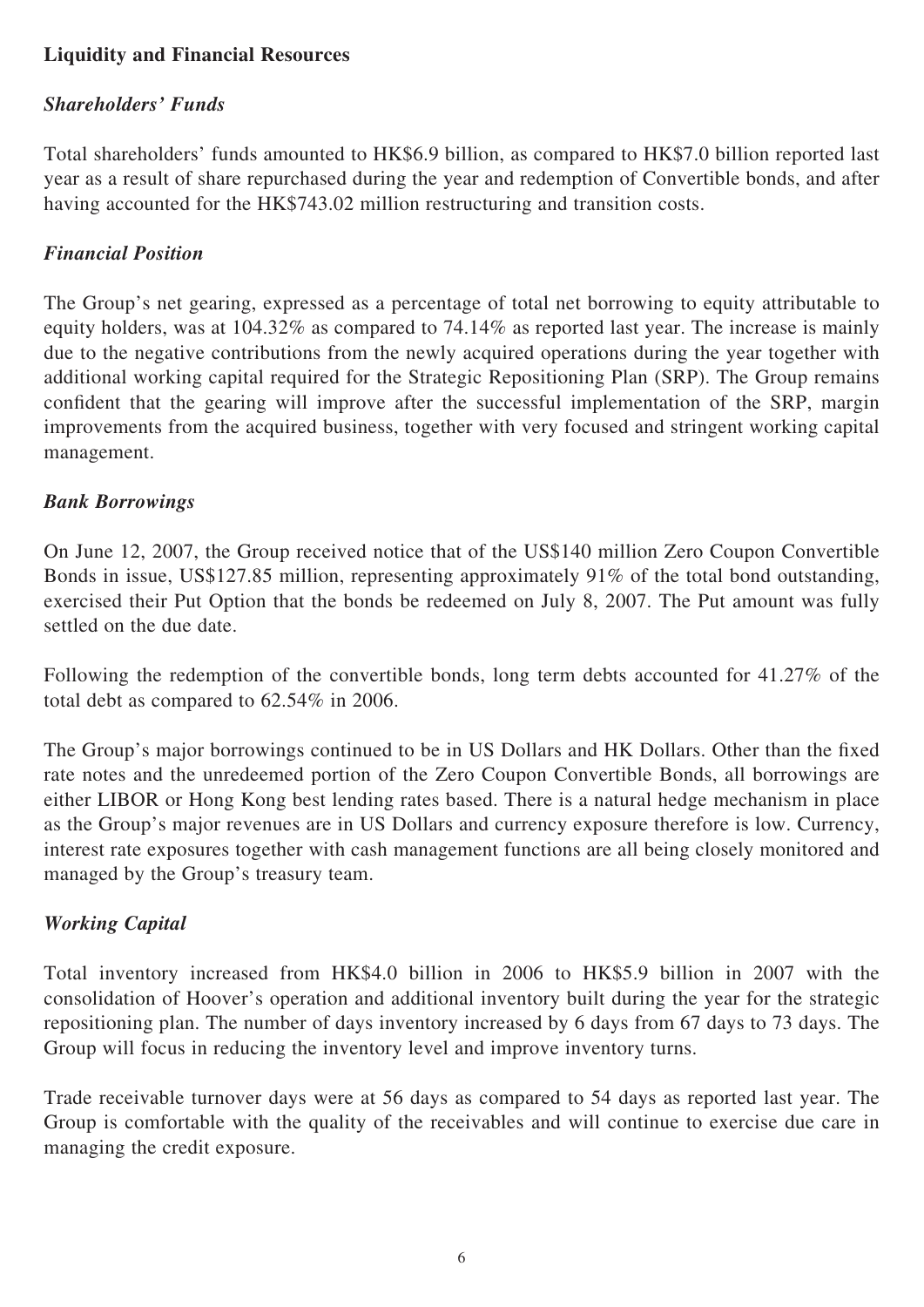## Liquidity and Financial Resources

### *Shareholders' Funds*

Total shareholders' funds amounted to HK$6.9 billion, as compared to HK$7.0 billion reported last year as a result of share repurchased during the year and redemption of Convertible bonds, and after having accounted for the HK$743.02 million restructuring and transition costs.

### *Financial Position*

The Group's net gearing, expressed as a percentage of total net borrowing to equity attributable to equity holders, was at 104.32% as compared to 74.14% as reported last year. The increase is mainly due to the negative contributions from the newly acquired operations during the year together with additional working capital required for the Strategic Repositioning Plan (SRP). The Group remains confident that the gearing will improve after the successful implementation of the SRP, margin improvements from the acquired business, together with very focused and stringent working capital management.

### *Bank Borrowings*

On June 12, 2007, the Group received notice that of the US$140 million Zero Coupon Convertible Bonds in issue, US$127.85 million, representing approximately 91% of the total bond outstanding, exercised their Put Option that the bonds be redeemed on July 8, 2007. The Put amount was fully settled on the due date.

Following the redemption of the convertible bonds, long term debts accounted for 41.27% of the total debt as compared to 62.54% in 2006.

The Group's major borrowings continued to be in US Dollars and HK Dollars. Other than the fixed rate notes and the unredeemed portion of the Zero Coupon Convertible Bonds, all borrowings are either LIBOR or Hong Kong best lending rates based. There is a natural hedge mechanism in place as the Group's major revenues are in US Dollars and currency exposure therefore is low. Currency, interest rate exposures together with cash management functions are all being closely monitored and managed by the Group's treasury team.

### *Working Capital*

Total inventory increased from HK$4.0 billion in 2006 to HK$5.9 billion in 2007 with the consolidation of Hoover's operation and additional inventory built during the year for the strategic repositioning plan. The number of days inventory increased by 6 days from 67 days to 73 days. The Group will focus in reducing the inventory level and improve inventory turns.

Trade receivable turnover days were at 56 days as compared to 54 days as reported last year. The Group is comfortable with the quality of the receivables and will continue to exercise due care in managing the credit exposure.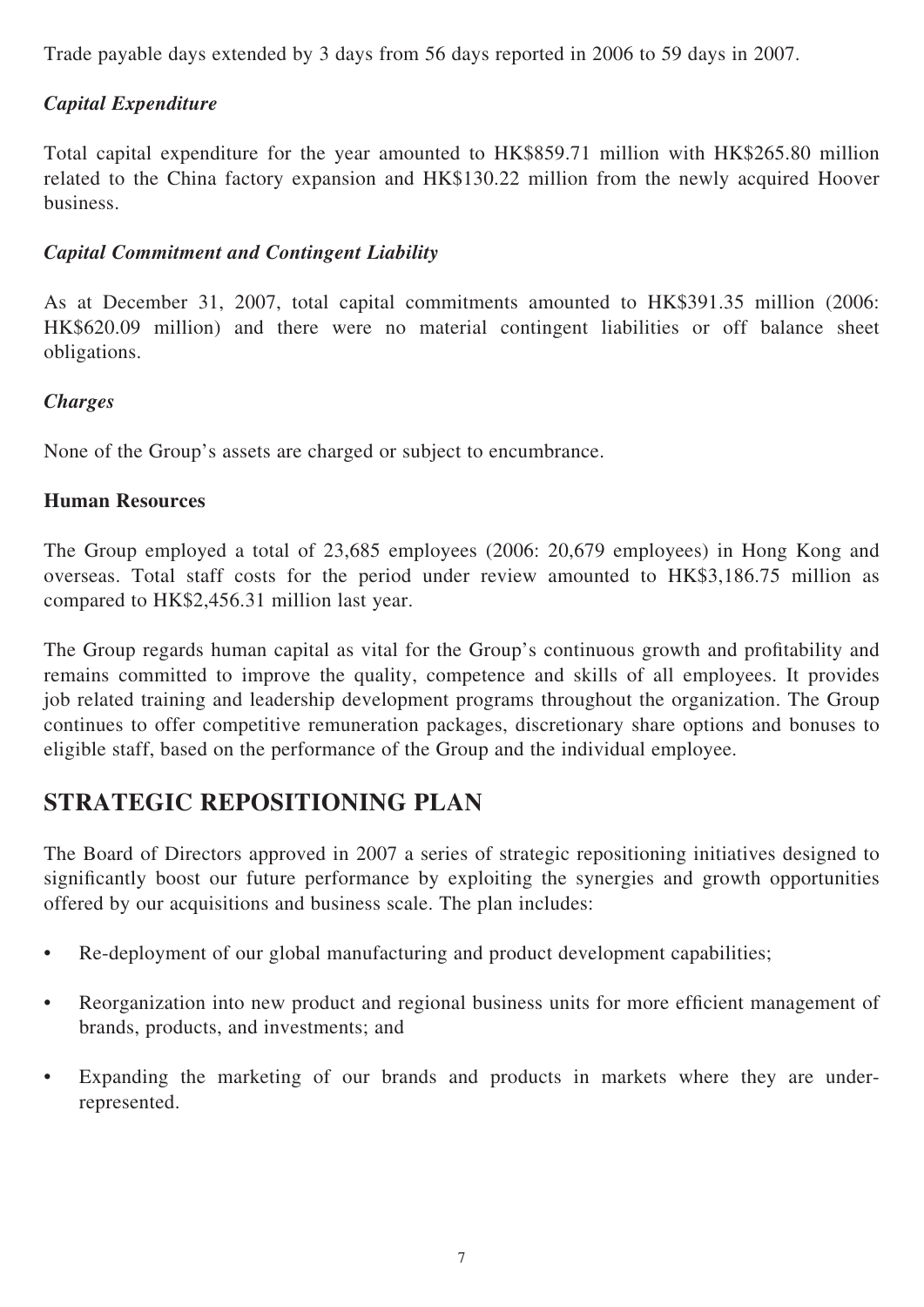Trade payable days extended by 3 days from 56 days reported in 2006 to 59 days in 2007.

### *Capital Expenditure*

Total capital expenditure for the year amounted to HK$859.71 million with HK$265.80 million related to the China factory expansion and HK$130.22 million from the newly acquired Hoover business.

### *Capital Commitment and Contingent Liability*

As at December 31, 2007, total capital commitments amounted to HK$391.35 million (2006: HK$620.09 million) and there were no material contingent liabilities or off balance sheet obligations.

### *Charges*

None of the Group's assets are charged or subject to encumbrance.

### **Human Resources**

The Group employed a total of 23,685 employees (2006: 20,679 employees) in Hong Kong and overseas. Total staff costs for the period under review amounted to HK$3,186.75 million as compared to HK$2,456.31 million last year.

The Group regards human capital as vital for the Group's continuous growth and profitability and remains committed to improve the quality, competence and skills of all employees. It provides job related training and leadership development programs throughout the organization. The Group continues to offer competitive remuneration packages, discretionary share options and bonuses to eligible staff, based on the performance of the Group and the individual employee.

## STRATEGIC REPOSITIONING PLAN

The Board of Directors approved in 2007 a series of strategic repositioning initiatives designed to significantly boost our future performance by exploiting the synergies and growth opportunities offered by our acquisitions and business scale. The plan includes:

- Re-deployment of our global manufacturing and product development capabilities;
- Reorganization into new product and regional business units for more efficient management of brands, products, and investments; and
- Expanding the marketing of our brands and products in markets where they are under-represented.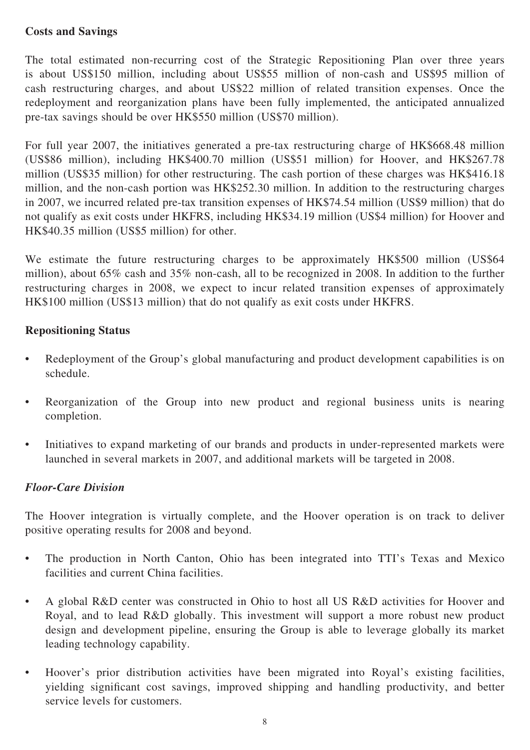**Costs and Savings**

The total estimated non-recurring cost of the Strategic Repositioning Plan over three years is about US$150 million, including about US$55 million of non-cash and US$95 million of cash restructuring charges, and about US$22 million of related transition expenses. Once the redeployment and reorganization plans have been fully implemented, the anticipated annualized pre-tax savings should be over HK$550 million (US$70 million).

For full year 2007, the initiatives generated a pre-tax restructuring charge of HK$668.48 million (US$86 million), including HK$400.70 million (US$51 million) for Hoover, and HK$267.78 million (US$35 million) for other restructuring. The cash portion of these charges was HK$416.18 million, and the non-cash portion was HK$252.30 million. In addition to the restructuring charges in 2007, we incurred related pre-tax transition expenses of HK$74.54 million (US$9 million) that do not qualify as exit costs under HKFRS, including HK$34.19 million (US$4 million) for Hoover and HK$40.35 million (US$5 million) for other.

We estimate the future restructuring charges to be approximately HK$500 million (US$64 million), about 65% cash and 35% non-cash, all to be recognized in 2008. In addition to the further restructuring charges in 2008, we expect to incur related transition expenses of approximately HK$100 million (US$13 million) that do not qualify as exit costs under HKFRS.

**Repositioning Status**

- Redeployment of the Group's global manufacturing and product development capabilities is on schedule.
- Reorganization of the Group into new product and regional business units is nearing completion.
- Initiatives to expand marketing of our brands and products in under-represented markets were launched in several markets in 2007, and additional markets will be targeted in 2008.

***Floor-Care Division***

The Hoover integration is virtually complete, and the Hoover operation is on track to deliver positive operating results for 2008 and beyond.

- The production in North Canton, Ohio has been integrated into TTI's Texas and Mexico facilities and current China facilities.
- A global R&D center was constructed in Ohio to host all US R&D activities for Hoover and Royal, and to lead R&D globally. This investment will support a more robust new product design and development pipeline, ensuring the Group is able to leverage globally its market leading technology capability.
- Hoover's prior distribution activities have been migrated into Royal's existing facilities, yielding significant cost savings, improved shipping and handling productivity, and better service levels for customers.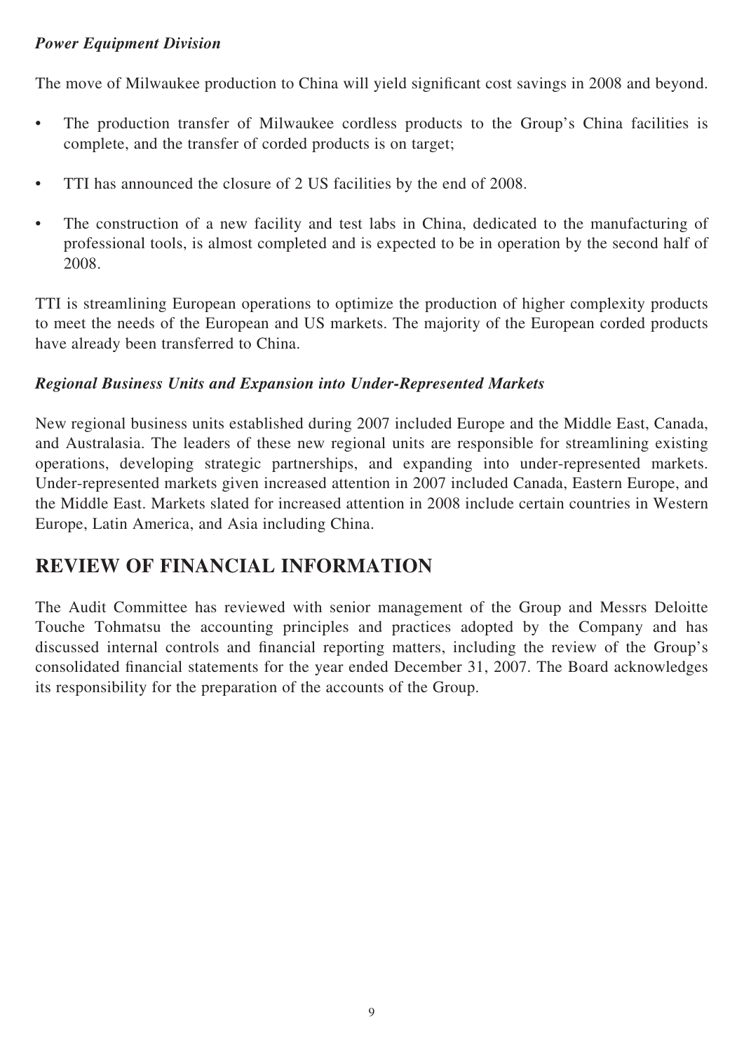*Power Equipment Division*

The move of Milwaukee production to China will yield significant cost savings in 2008 and beyond.

- The production transfer of Milwaukee cordless products to the Group's China facilities is complete, and the transfer of corded products is on target;
- TTI has announced the closure of 2 US facilities by the end of 2008.
- The construction of a new facility and test labs in China, dedicated to the manufacturing of professional tools, is almost completed and is expected to be in operation by the second half of 2008.

TTI is streamlining European operations to optimize the production of higher complexity products to meet the needs of the European and US markets. The majority of the European corded products have already been transferred to China.

*Regional Business Units and Expansion into Under-Represented Markets*

New regional business units established during 2007 included Europe and the Middle East, Canada, and Australasia. The leaders of these new regional units are responsible for streamlining existing operations, developing strategic partnerships, and expanding into under-represented markets. Under-represented markets given increased attention in 2007 included Canada, Eastern Europe, and the Middle East. Markets slated for increased attention in 2008 include certain countries in Western Europe, Latin America, and Asia including China.

## REVIEW OF FINANCIAL INFORMATION

The Audit Committee has reviewed with senior management of the Group and Messrs Deloitte Touche Tohmatsu the accounting principles and practices adopted by the Company and has discussed internal controls and financial reporting matters, including the review of the Group's consolidated financial statements for the year ended December 31, 2007. The Board acknowledges its responsibility for the preparation of the accounts of the Group.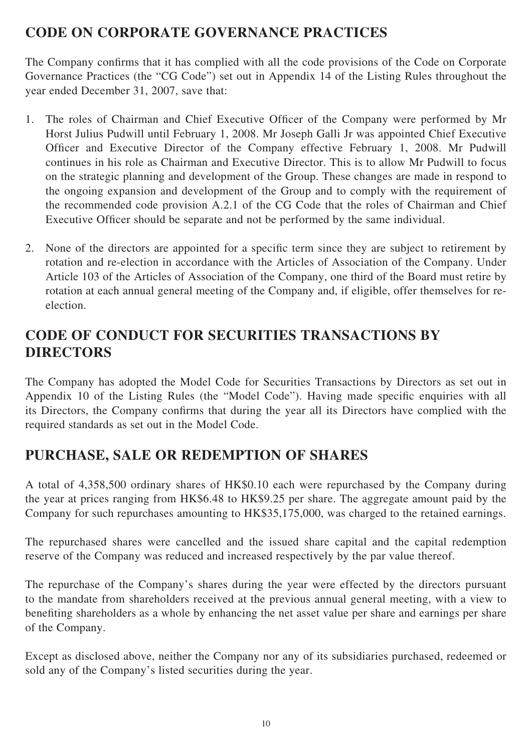## CODE ON CORPORATE GOVERNANCE PRACTICES

The Company confirms that it has complied with all the code provisions of the Code on Corporate Governance Practices (the "CG Code") set out in Appendix 14 of the Listing Rules throughout the year ended December 31, 2007, save that:

1. The roles of Chairman and Chief Executive Officer of the Company were performed by Mr Horst Julius Pudwill until February 1, 2008. Mr Joseph Galli Jr was appointed Chief Executive Officer and Executive Director of the Company effective February 1, 2008. Mr Pudwill continues in his role as Chairman and Executive Director. This is to allow Mr Pudwill to focus on the strategic planning and development of the Group. These changes are made in respond to the ongoing expansion and development of the Group and to comply with the requirement of the recommended code provision A.2.1 of the CG Code that the roles of Chairman and Chief Executive Officer should be separate and not be performed by the same individual.

2. None of the directors are appointed for a specific term since they are subject to retirement by rotation and re-election in accordance with the Articles of Association of the Company. Under Article 103 of the Articles of Association of the Company, one third of the Board must retire by rotation at each annual general meeting of the Company and, if eligible, offer themselves for re-election.

## CODE OF CONDUCT FOR SECURITIES TRANSACTIONS BY DIRECTORS

The Company has adopted the Model Code for Securities Transactions by Directors as set out in Appendix 10 of the Listing Rules (the "Model Code"). Having made specific enquiries with all its Directors, the Company confirms that during the year all its Directors have complied with the required standards as set out in the Model Code.

## PURCHASE, SALE OR REDEMPTION OF SHARES

A total of 4,358,500 ordinary shares of HK$0.10 each were repurchased by the Company during the year at prices ranging from HK$6.48 to HK$9.25 per share. The aggregate amount paid by the Company for such repurchases amounting to HK$35,175,000, was charged to the retained earnings.

The repurchased shares were cancelled and the issued share capital and the capital redemption reserve of the Company was reduced and increased respectively by the par value thereof.

The repurchase of the Company's shares during the year were effected by the directors pursuant to the mandate from shareholders received at the previous annual general meeting, with a view to benefiting shareholders as a whole by enhancing the net asset value per share and earnings per share of the Company.

Except as disclosed above, neither the Company nor any of its subsidiaries purchased, redeemed or sold any of the Company's listed securities during the year.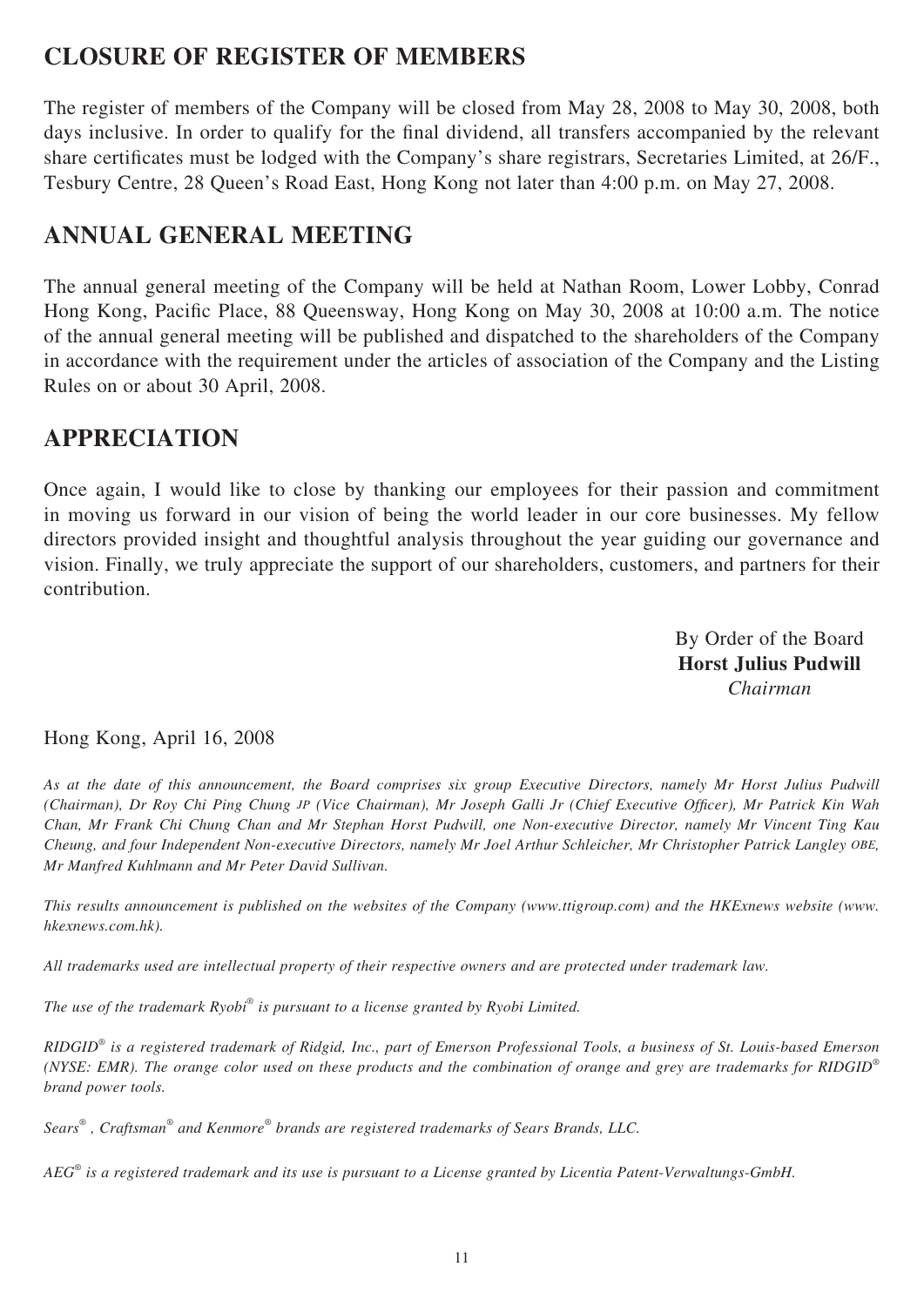## CLOSURE OF REGISTER OF MEMBERS

The register of members of the Company will be closed from May 28, 2008 to May 30, 2008, both days inclusive. In order to qualify for the final dividend, all transfers accompanied by the relevant share certificates must be lodged with the Company's share registrars, Secretaries Limited, at 26/F., Tesbury Centre, 28 Queen's Road East, Hong Kong not later than 4:00 p.m. on May 27, 2008.

## ANNUAL GENERAL MEETING

The annual general meeting of the Company will be held at Nathan Room, Lower Lobby, Conrad Hong Kong, Pacific Place, 88 Queensway, Hong Kong on May 30, 2008 at 10:00 a.m. The notice of the annual general meeting will be published and dispatched to the shareholders of the Company in accordance with the requirement under the articles of association of the Company and the Listing Rules on or about 30 April, 2008.

## APPRECIATION

Once again, I would like to close by thanking our employees for their passion and commitment in moving us forward in our vision of being the world leader in our core businesses. My fellow directors provided insight and thoughtful analysis throughout the year guiding our governance and vision. Finally, we truly appreciate the support of our shareholders, customers, and partners for their contribution.

By Order of the Board
**Horst Julius Pudwill**
*Chairman*

Hong Kong, April 16, 2008

*As at the date of this announcement, the Board comprises six group Executive Directors, namely Mr Horst Julius Pudwill (Chairman), Dr Roy Chi Ping Chung JP (Vice Chairman), Mr Joseph Galli Jr (Chief Executive Officer), Mr Patrick Kin Wah Chan, Mr Frank Chi Chung Chan and Mr Stephan Horst Pudwill, one Non-executive Director, namely Mr Vincent Ting Kau Cheung, and four Independent Non-executive Directors, namely Mr Joel Arthur Schleicher, Mr Christopher Patrick Langley OBE, Mr Manfred Kuhlmann and Mr Peter David Sullivan.*

*This results announcement is published on the websites of the Company (www.ttigroup.com) and the HKExnews website (www.hkexnews.com.hk).*

*All trademarks used are intellectual property of their respective owners and are protected under trademark law.*

*The use of the trademark Ryobi® is pursuant to a license granted by Ryobi Limited.*

*RIDGID® is a registered trademark of Ridgid, Inc., part of Emerson Professional Tools, a business of St. Louis-based Emerson (NYSE: EMR). The orange color used on these products and the combination of orange and grey are trademarks for RIDGID® brand power tools.*

*Sears® , Craftsman® and Kenmore® brands are registered trademarks of Sears Brands, LLC.*

*AEG® is a registered trademark and its use is pursuant to a License granted by Licentia Patent-Verwaltungs-GmbH.*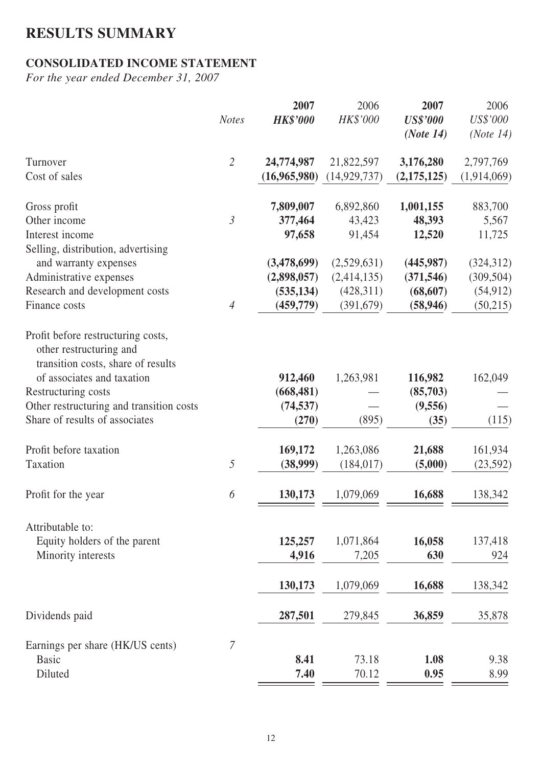# RESULTS SUMMARY

## CONSOLIDATED INCOME STATEMENT

*For the year ended December 31, 2007*

| | *Notes* | **2007** | 2006 | **2007** | 2006 |
|---|---|---|---|---|---|
| | | ***HK$'000*** | *HK$'000* | ***US$'000*** | *US$'000* |
| | | | | ***(Note 14)*** | *(Note 14)* |
| Turnover | *2* | **24,774,987** | 21,822,597 | **3,176,280** | 2,797,769 |
| Cost of sales | | **(16,965,980)** | (14,929,737) | **(2,175,125)** | (1,914,069) |
| Gross profit | | **7,809,007** | 6,892,860 | **1,001,155** | 883,700 |
| Other income | *3* | **377,464** | 43,423 | **48,393** | 5,567 |
| Interest income | | **97,658** | 91,454 | **12,520** | 11,725 |
| Selling, distribution, advertising and warranty expenses | | **(3,478,699)** | (2,529,631) | **(445,987)** | (324,312) |
| Administrative expenses | | **(2,898,057)** | (2,414,135) | **(371,546)** | (309,504) |
| Research and development costs | | **(535,134)** | (428,311) | **(68,607)** | (54,912) |
| Finance costs | *4* | **(459,779)** | (391,679) | **(58,946)** | (50,215) |
| Profit before restructuring costs, other restructuring and transition costs, share of results of associates and taxation | | **912,460** | 1,263,981 | **116,982** | 162,049 |
| Restructuring costs | | **(668,481)** | — | **(85,703)** | — |
| Other restructuring and transition costs | | **(74,537)** | — | **(9,556)** | — |
| Share of results of associates | | **(270)** | (895) | **(35)** | (115) |
| Profit before taxation | | **169,172** | 1,263,086 | **21,688** | 161,934 |
| Taxation | *5* | **(38,999)** | (184,017) | **(5,000)** | (23,592) |
| Profit for the year | *6* | **130,173** | 1,079,069 | **16,688** | 138,342 |
| Attributable to: | | | | | |
| Equity holders of the parent | | **125,257** | 1,071,864 | **16,058** | 137,418 |
| Minority interests | | **4,916** | 7,205 | **630** | 924 |
| | | **130,173** | 1,079,069 | **16,688** | 138,342 |
| Dividends paid | | **287,501** | 279,845 | **36,859** | 35,878 |
| Earnings per share (HK/US cents) | *7* | | | | |
| Basic | | **8.41** | 73.18 | **1.08** | 9.38 |
| Diluted | | **7.40** | 70.12 | **0.95** | 8.99 |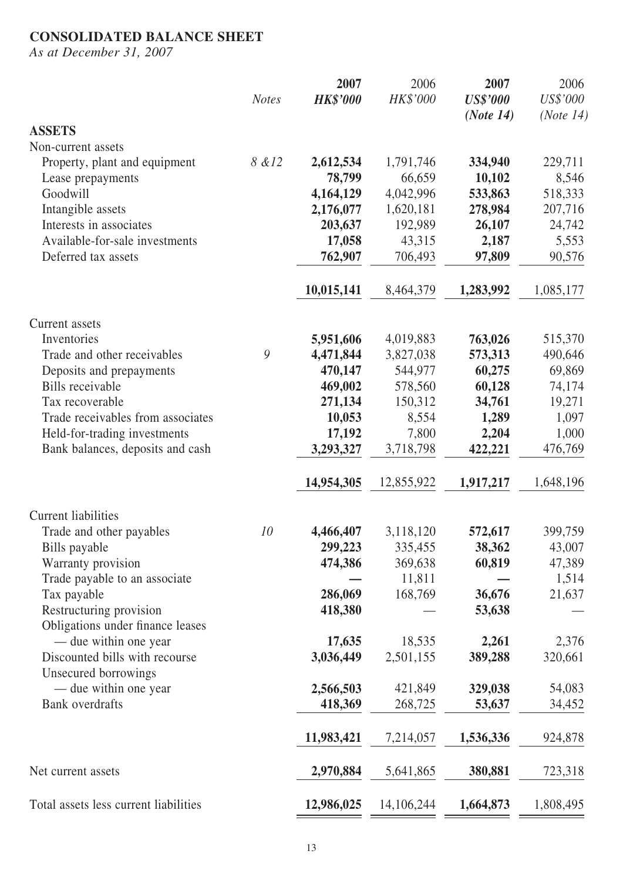# CONSOLIDATED BALANCE SHEET

*As at December 31, 2007*

| | *Notes* | **2007** **HK$'000** | 2006 HK$'000 | **2007** **US$'000** **(Note 14)** | 2006 US$'000 (Note 14) |
|---|---|---|---|---|---|
| **ASSETS** | | | | | |
| Non-current assets | | | | | |
| Property, plant and equipment | 8 &12 | **2,612,534** | 1,791,746 | **334,940** | 229,711 |
| Lease prepayments | | **78,799** | 66,659 | **10,102** | 8,546 |
| Goodwill | | **4,164,129** | 4,042,996 | **533,863** | 518,333 |
| Intangible assets | | **2,176,077** | 1,620,181 | **278,984** | 207,716 |
| Interests in associates | | **203,637** | 192,989 | **26,107** | 24,742 |
| Available-for-sale investments | | **17,058** | 43,315 | **2,187** | 5,553 |
| Deferred tax assets | | **762,907** | 706,493 | **97,809** | 90,576 |
| | | **10,015,141** | 8,464,379 | **1,283,992** | 1,085,177 |
| Current assets | | | | | |
| Inventories | | **5,951,606** | 4,019,883 | **763,026** | 515,370 |
| Trade and other receivables | 9 | **4,471,844** | 3,827,038 | **573,313** | 490,646 |
| Deposits and prepayments | | **470,147** | 544,977 | **60,275** | 69,869 |
| Bills receivable | | **469,002** | 578,560 | **60,128** | 74,174 |
| Tax recoverable | | **271,134** | 150,312 | **34,761** | 19,271 |
| Trade receivables from associates | | **10,053** | 8,554 | **1,289** | 1,097 |
| Held-for-trading investments | | **17,192** | 7,800 | **2,204** | 1,000 |
| Bank balances, deposits and cash | | **3,293,327** | 3,718,798 | **422,221** | 476,769 |
| | | **14,954,305** | 12,855,922 | **1,917,217** | 1,648,196 |
| Current liabilities | | | | | |
| Trade and other payables | 10 | **4,466,407** | 3,118,120 | **572,617** | 399,759 |
| Bills payable | | **299,223** | 335,455 | **38,362** | 43,007 |
| Warranty provision | | **474,386** | 369,638 | **60,819** | 47,389 |
| Trade payable to an associate | | **—** | 11,811 | **—** | 1,514 |
| Tax payable | | **286,069** | 168,769 | **36,676** | 21,637 |
| Restructuring provision | | **418,380** | — | **53,638** | — |
| Obligations under finance leases | | | | | |
| — due within one year | | **17,635** | 18,535 | **2,261** | 2,376 |
| Discounted bills with recourse | | **3,036,449** | 2,501,155 | **389,288** | 320,661 |
| Unsecured borrowings | | | | | |
| — due within one year | | **2,566,503** | 421,849 | **329,038** | 54,083 |
| Bank overdrafts | | **418,369** | 268,725 | **53,637** | 34,452 |
| | | **11,983,421** | 7,214,057 | **1,536,336** | 924,878 |
| Net current assets | | **2,970,884** | 5,641,865 | **380,881** | 723,318 |
| Total assets less current liabilities | | **12,986,025** | 14,106,244 | **1,664,873** | 1,808,495 |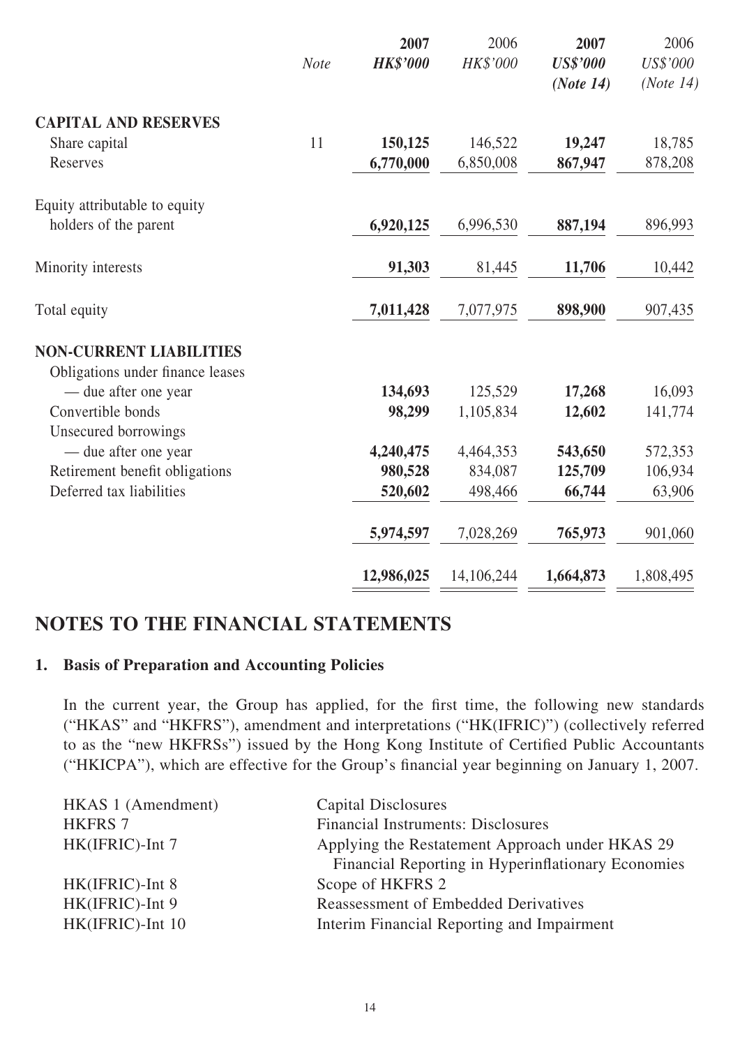| | *Note* | **2007** **HK$'000** | 2006 *HK$'000* | **2007** **US$'000** **(Note 14)** | 2006 *US$'000* *(Note 14)* |
|---|---|---|---|---|---|
| **CAPITAL AND RESERVES** | | | | | |
| Share capital | 11 | **150,125** | 146,522 | **19,247** | 18,785 |
| Reserves | | **6,770,000** | 6,850,008 | **867,947** | 878,208 |
| Equity attributable to equity holders of the parent | | **6,920,125** | 6,996,530 | **887,194** | 896,993 |
| Minority interests | | **91,303** | 81,445 | **11,706** | 10,442 |
| Total equity | | **7,011,428** | 7,077,975 | **898,900** | 907,435 |
| **NON-CURRENT LIABILITIES** | | | | | |
| Obligations under finance leases — due after one year | | **134,693** | 125,529 | **17,268** | 16,093 |
| Convertible bonds | | **98,299** | 1,105,834 | **12,602** | 141,774 |
| Unsecured borrowings — due after one year | | **4,240,475** | 4,464,353 | **543,650** | 572,353 |
| Retirement benefit obligations | | **980,528** | 834,087 | **125,709** | 106,934 |
| Deferred tax liabilities | | **520,602** | 498,466 | **66,744** | 63,906 |
| | | **5,974,597** | 7,028,269 | **765,973** | 901,060 |
| | | **12,986,025** | 14,106,244 | **1,664,873** | 1,808,495 |

# NOTES TO THE FINANCIAL STATEMENTS

## 1. Basis of Preparation and Accounting Policies

In the current year, the Group has applied, for the first time, the following new standards ("HKAS" and "HKFRS"), amendment and interpretations ("HK(IFRIC)") (collectively referred to as the "new HKFRSs") issued by the Hong Kong Institute of Certified Public Accountants ("HKICPA"), which are effective for the Group's financial year beginning on January 1, 2007.

| | |
|---|---|
| HKAS 1 (Amendment) | Capital Disclosures |
| HKFRS 7 | Financial Instruments: Disclosures |
| HK(IFRIC)-Int 7 | Applying the Restatement Approach under HKAS 29 Financial Reporting in Hyperinflationary Economies |
| HK(IFRIC)-Int 8 | Scope of HKFRS 2 |
| HK(IFRIC)-Int 9 | Reassessment of Embedded Derivatives |
| HK(IFRIC)-Int 10 | Interim Financial Reporting and Impairment |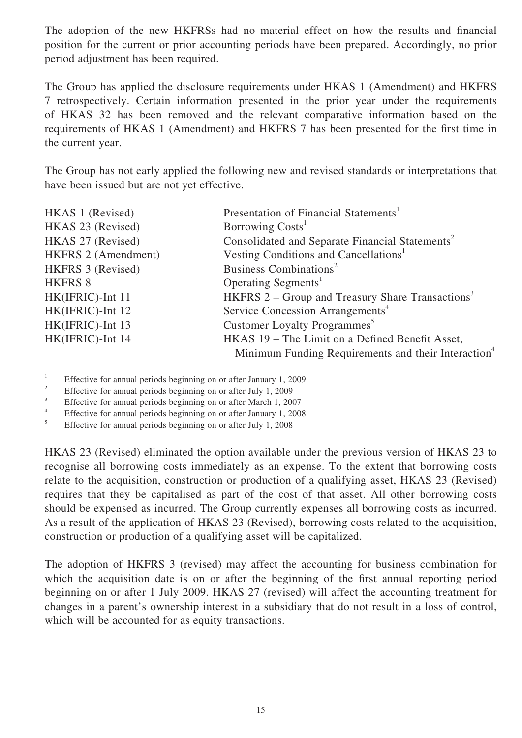The adoption of the new HKFRSs had no material effect on how the results and financial position for the current or prior accounting periods have been prepared. Accordingly, no prior period adjustment has been required.

The Group has applied the disclosure requirements under HKAS 1 (Amendment) and HKFRS 7 retrospectively. Certain information presented in the prior year under the requirements of HKAS 32 has been removed and the relevant comparative information based on the requirements of HKAS 1 (Amendment) and HKFRS 7 has been presented for the first time in the current year.

The Group has not early applied the following new and revised standards or interpretations that have been issued but are not yet effective.

| | |
|---|---|
| HKAS 1 (Revised) | Presentation of Financial Statements[1] |
| HKAS 23 (Revised) | Borrowing Costs[1] |
| HKAS 27 (Revised) | Consolidated and Separate Financial Statements[2] |
| HKFRS 2 (Amendment) | Vesting Conditions and Cancellations[1] |
| HKFRS 3 (Revised) | Business Combinations[2] |
| HKFRS 8 | Operating Segments[1] |
| HK(IFRIC)-Int 11 | HKFRS 2 – Group and Treasury Share Transactions[3] |
| HK(IFRIC)-Int 12 | Service Concession Arrangements[4] |
| HK(IFRIC)-Int 13 | Customer Loyalty Programmes[5] |
| HK(IFRIC)-Int 14 | HKAS 19 – The Limit on a Defined Benefit Asset, Minimum Funding Requirements and their Interaction[4] |

[1] Effective for annual periods beginning on or after January 1, 2009

[2] Effective for annual periods beginning on or after July 1, 2009

[3] Effective for annual periods beginning on or after March 1, 2007

[4] Effective for annual periods beginning on or after January 1, 2008

[5] Effective for annual periods beginning on or after July 1, 2008

HKAS 23 (Revised) eliminated the option available under the previous version of HKAS 23 to recognise all borrowing costs immediately as an expense. To the extent that borrowing costs relate to the acquisition, construction or production of a qualifying asset, HKAS 23 (Revised) requires that they be capitalised as part of the cost of that asset. All other borrowing costs should be expensed as incurred. The Group currently expenses all borrowing costs as incurred. As a result of the application of HKAS 23 (Revised), borrowing costs related to the acquisition, construction or production of a qualifying asset will be capitalized.

The adoption of HKFRS 3 (revised) may affect the accounting for business combination for which the acquisition date is on or after the beginning of the first annual reporting period beginning on or after 1 July 2009. HKAS 27 (revised) will affect the accounting treatment for changes in a parent's ownership interest in a subsidiary that do not result in a loss of control, which will be accounted for as equity transactions.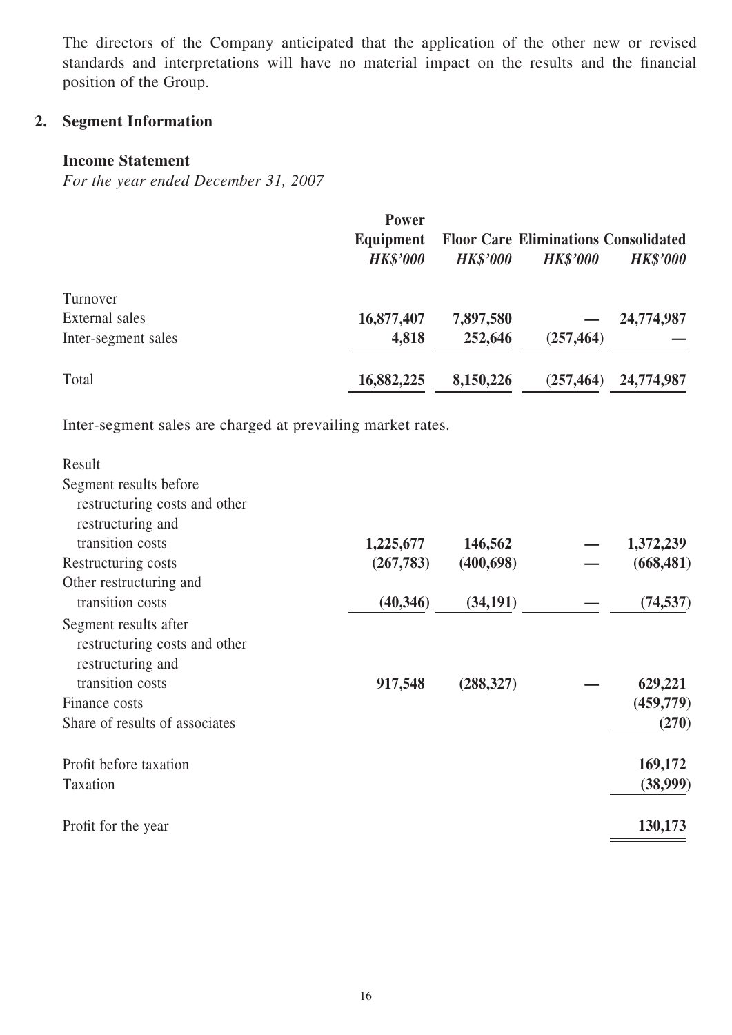The directors of the Company anticipated that the application of the other new or revised standards and interpretations will have no material impact on the results and the financial position of the Group.

## 2. Segment Information

### Income Statement

*For the year ended December 31, 2007*

| | Power Equipment *HK$'000* | Floor Care *HK$'000* | Eliminations *HK$'000* | Consolidated *HK$'000* |
|---|---|---|---|---|
| Turnover | | | | |
| External sales | **16,877,407** | **7,897,580** | **—** | **24,774,987** |
| Inter-segment sales | **4,818** | **252,646** | **(257,464)** | **—** |
| Total | **16,882,225** | **8,150,226** | **(257,464)** | **24,774,987** |

Inter-segment sales are charged at prevailing market rates.

| | Power Equipment *HK$'000* | Floor Care *HK$'000* | Eliminations *HK$'000* | Consolidated *HK$'000* |
|---|---|---|---|---|
| Result | | | | |
| Segment results before restructuring costs and other restructuring and transition costs | **1,225,677** | **146,562** | **—** | **1,372,239** |
| Restructuring costs | **(267,783)** | **(400,698)** | **—** | **(668,481)** |
| Other restructuring and transition costs | **(40,346)** | **(34,191)** | **—** | **(74,537)** |
| Segment results after restructuring costs and other restructuring and transition costs | **917,548** | **(288,327)** | **—** | **629,221** |
| Finance costs | | | | **(459,779)** |
| Share of results of associates | | | | **(270)** |
| Profit before taxation | | | | **169,172** |
| Taxation | | | | **(38,999)** |
| Profit for the year | | | | **130,173** |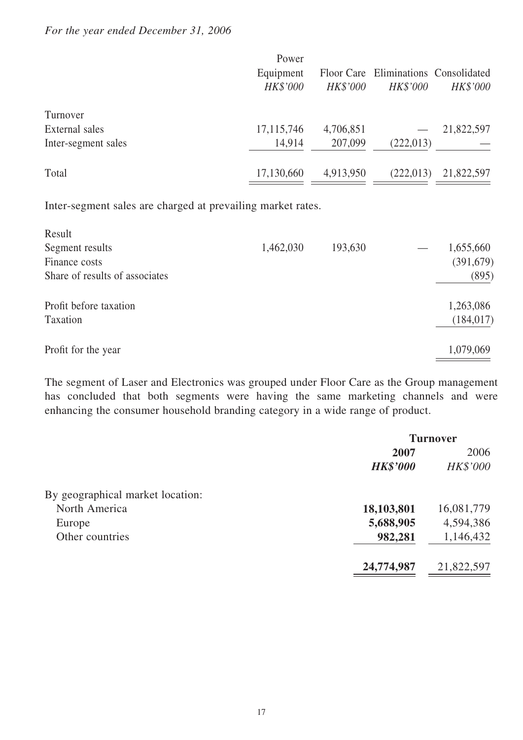*For the year ended December 31, 2006*

| | Power Equipment *HK$'000* | Floor Care *HK$'000* | Eliminations *HK$'000* | Consolidated *HK$'000* |
|---|---|---|---|---|
| Turnover | | | | |
| External sales | 17,115,746 | 4,706,851 | — | 21,822,597 |
| Inter-segment sales | 14,914 | 207,099 | (222,013) | — |
| Total | 17,130,660 | 4,913,950 | (222,013) | 21,822,597 |

Inter-segment sales are charged at prevailing market rates.

| | Power Equipment *HK$'000* | Floor Care *HK$'000* | Eliminations *HK$'000* | Consolidated *HK$'000* |
|---|---|---|---|---|
| Result | | | | |
| Segment results | 1,462,030 | 193,630 | — | 1,655,660 |
| Finance costs | | | | (391,679) |
| Share of results of associates | | | | (895) |
| Profit before taxation | | | | 1,263,086 |
| Taxation | | | | (184,017) |
| Profit for the year | | | | 1,079,069 |

The segment of Laser and Electronics was grouped under Floor Care as the Group management has concluded that both segments were having the same marketing channels and were enhancing the consumer household branding category in a wide range of product.

| | **Turnover** | |
|---|---|---|
| | **2007** ***HK$'000*** | 2006 *HK$'000* |
| By geographical market location: | | |
| North America | **18,103,801** | 16,081,779 |
| Europe | **5,688,905** | 4,594,386 |
| Other countries | **982,281** | 1,146,432 |
| | **24,774,987** | 21,822,597 |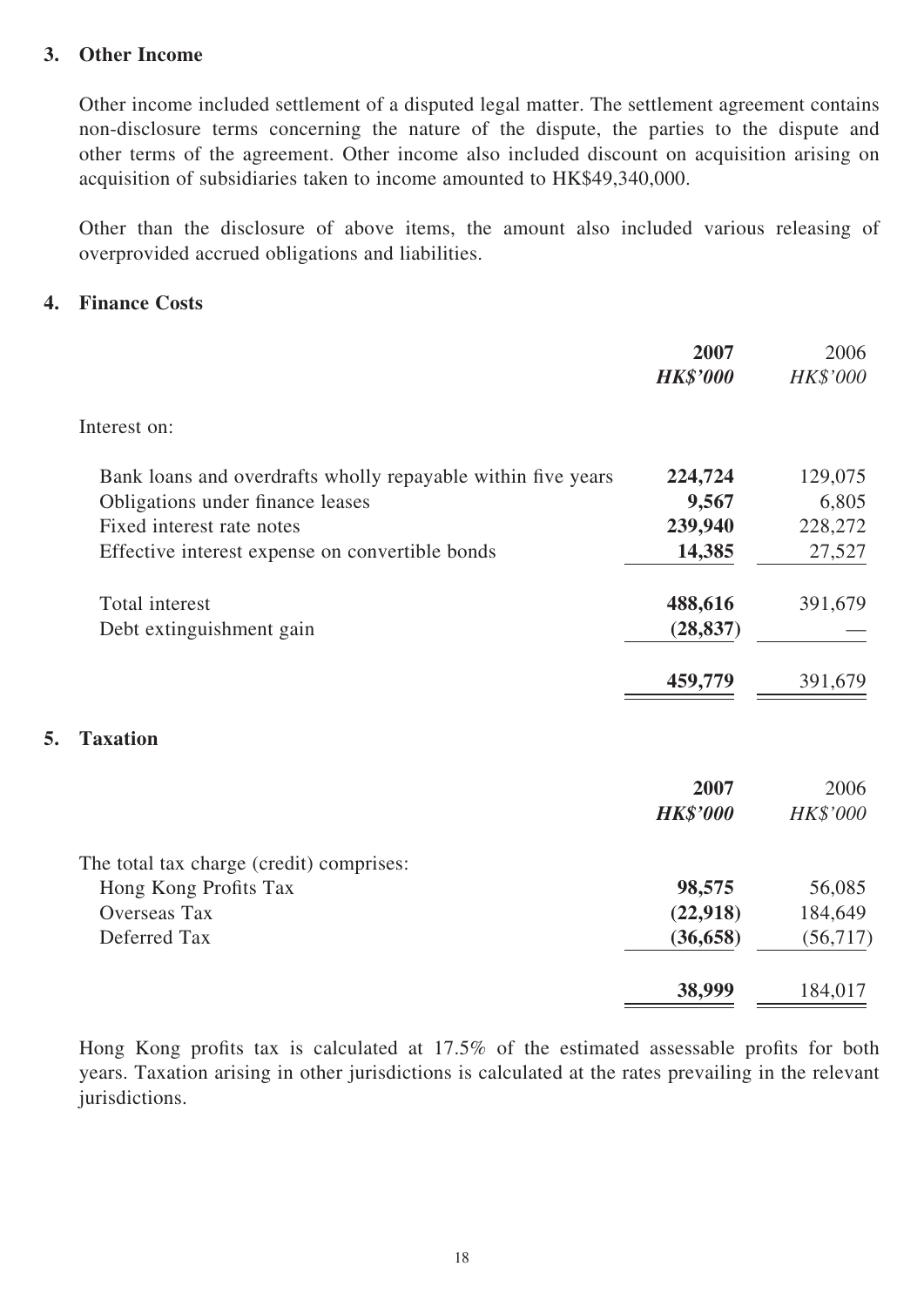## 3. Other Income

Other income included settlement of a disputed legal matter. The settlement agreement contains non-disclosure terms concerning the nature of the dispute, the parties to the dispute and other terms of the agreement. Other income also included discount on acquisition arising on acquisition of subsidiaries taken to income amounted to HK$49,340,000.

Other than the disclosure of above items, the amount also included various releasing of overprovided accrued obligations and liabilities.

## 4. Finance Costs

| | **2007** | 2006 |
|---|---|---|
| | ***HK$'000*** | *HK$'000* |
| Interest on: | | |
| Bank loans and overdrafts wholly repayable within five years | **224,724** | 129,075 |
| Obligations under finance leases | **9,567** | 6,805 |
| Fixed interest rate notes | **239,940** | 228,272 |
| Effective interest expense on convertible bonds | **14,385** | 27,527 |
| Total interest | **488,616** | 391,679 |
| Debt extinguishment gain | **(28,837)** | — |
| | **459,779** | 391,679 |

## 5. Taxation

| | **2007** | 2006 |
|---|---|---|
| | ***HK$'000*** | *HK$'000* |
| The total tax charge (credit) comprises: | | |
| Hong Kong Profits Tax | **98,575** | 56,085 |
| Overseas Tax | **(22,918)** | 184,649 |
| Deferred Tax | **(36,658)** | (56,717) |
| | **38,999** | 184,017 |

Hong Kong profits tax is calculated at 17.5% of the estimated assessable profits for both years. Taxation arising in other jurisdictions is calculated at the rates prevailing in the relevant jurisdictions.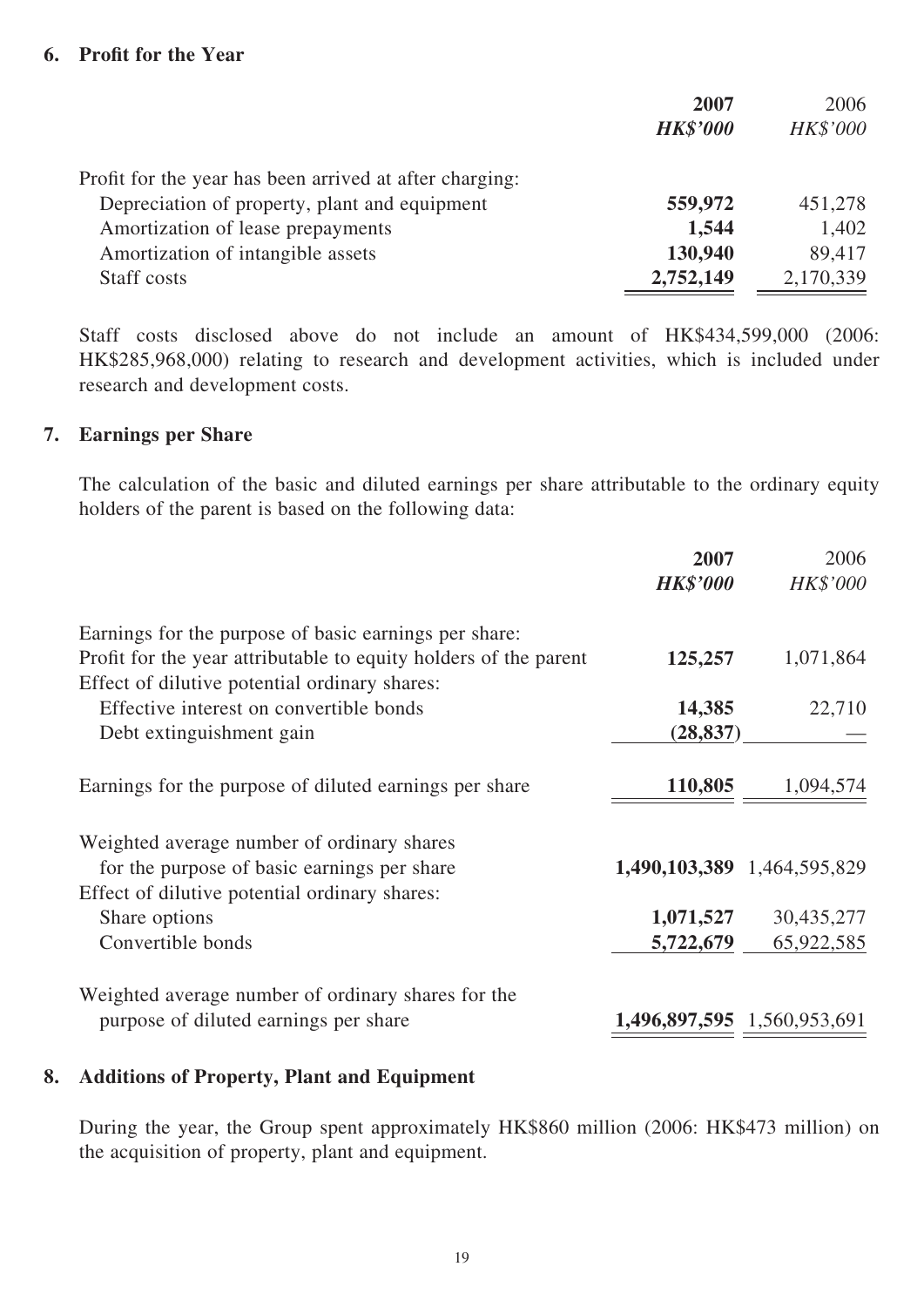## 6. Profit for the Year

| | **2007** | 2006 |
|---|---|---|
| | ***HK$'000*** | *HK$'000* |
| Profit for the year has been arrived at after charging: | | |
| Depreciation of property, plant and equipment | **559,972** | 451,278 |
| Amortization of lease prepayments | **1,544** | 1,402 |
| Amortization of intangible assets | **130,940** | 89,417 |
| Staff costs | **2,752,149** | 2,170,339 |

Staff costs disclosed above do not include an amount of HK$434,599,000 (2006: HK$285,968,000) relating to research and development activities, which is included under research and development costs.

## 7. Earnings per Share

The calculation of the basic and diluted earnings per share attributable to the ordinary equity holders of the parent is based on the following data:

| | **2007** | 2006 |
|---|---|---|
| | ***HK$'000*** | *HK$'000* |
| Earnings for the purpose of basic earnings per share: | | |
| Profit for the year attributable to equity holders of the parent | **125,257** | 1,071,864 |
| Effect of dilutive potential ordinary shares: | | |
| Effective interest on convertible bonds | **14,385** | 22,710 |
| Debt extinguishment gain | **(28,837)** | — |
| Earnings for the purpose of diluted earnings per share | **110,805** | 1,094,574 |
| Weighted average number of ordinary shares for the purpose of basic earnings per share | **1,490,103,389** | 1,464,595,829 |
| Effect of dilutive potential ordinary shares: | | |
| Share options | **1,071,527** | 30,435,277 |
| Convertible bonds | **5,722,679** | 65,922,585 |
| Weighted average number of ordinary shares for the purpose of diluted earnings per share | **1,496,897,595** | 1,560,953,691 |

## 8. Additions of Property, Plant and Equipment

During the year, the Group spent approximately HK$860 million (2006: HK$473 million) on the acquisition of property, plant and equipment.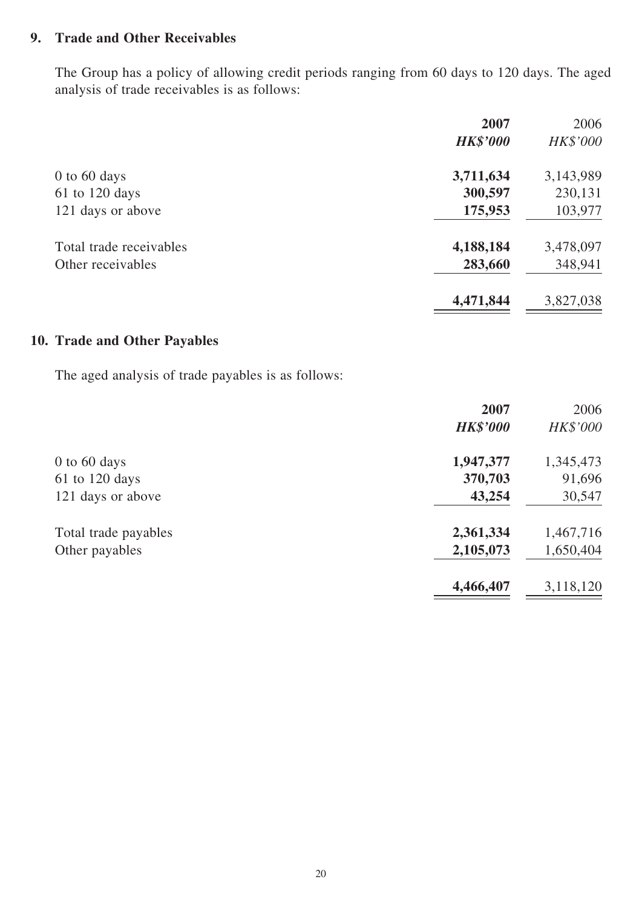## 9. Trade and Other Receivables

The Group has a policy of allowing credit periods ranging from 60 days to 120 days. The aged analysis of trade receivables is as follows:

| | **2007** | 2006 |
|---|---|---|
| | ***HK$'000*** | *HK$'000* |
| 0 to 60 days | **3,711,634** | 3,143,989 |
| 61 to 120 days | **300,597** | 230,131 |
| 121 days or above | **175,953** | 103,977 |
| Total trade receivables | **4,188,184** | 3,478,097 |
| Other receivables | **283,660** | 348,941 |
| | **4,471,844** | 3,827,038 |

## 10. Trade and Other Payables

The aged analysis of trade payables is as follows:

| | **2007** | 2006 |
|---|---|---|
| | ***HK$'000*** | *HK$'000* |
| 0 to 60 days | **1,947,377** | 1,345,473 |
| 61 to 120 days | **370,703** | 91,696 |
| 121 days or above | **43,254** | 30,547 |
| Total trade payables | **2,361,334** | 1,467,716 |
| Other payables | **2,105,073** | 1,650,404 |
| | **4,466,407** | 3,118,120 |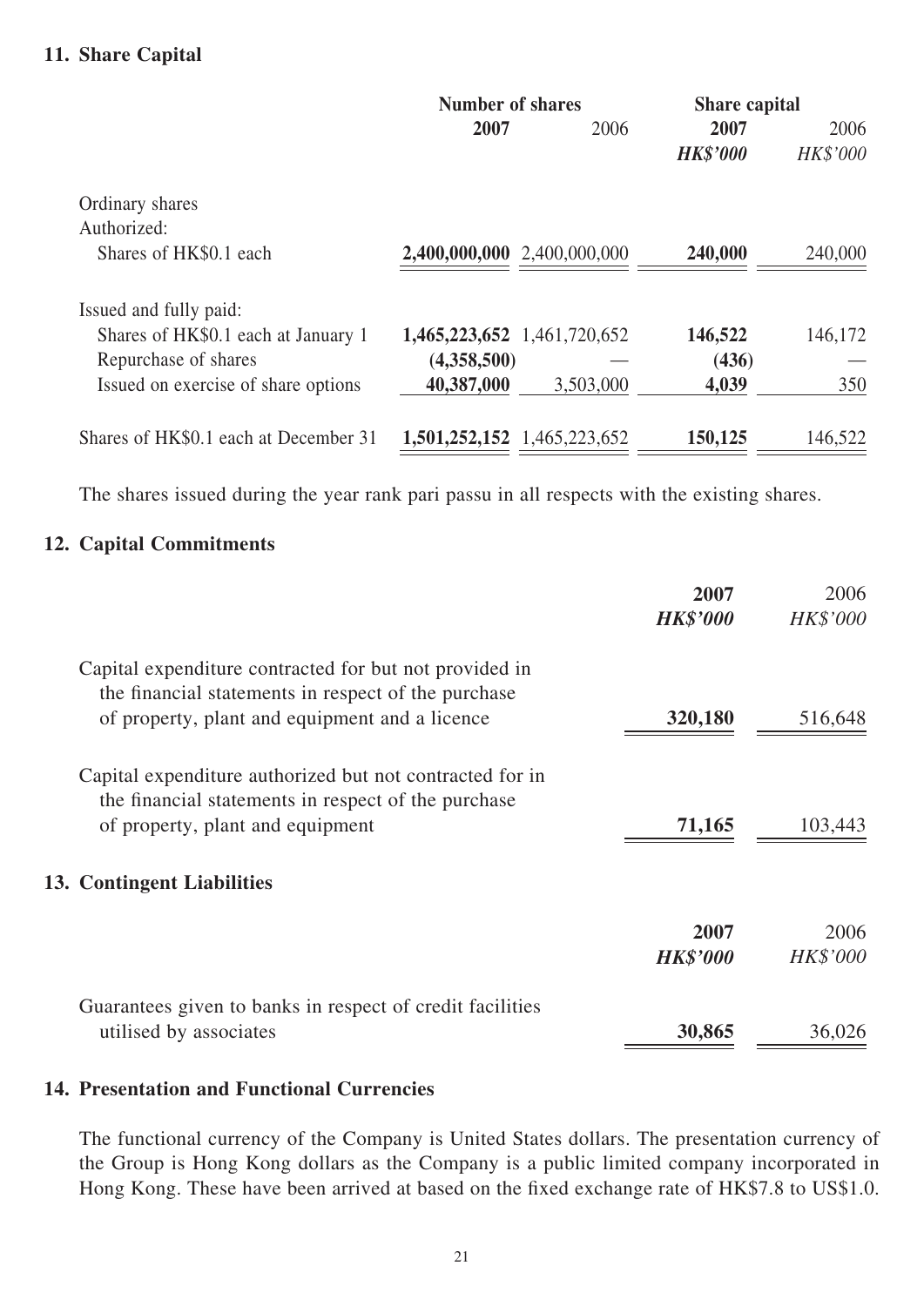## 11. Share Capital

| | Number of shares | | Share capital | |
|---|---|---|---|---|
| | **2007** | 2006 | **2007** | 2006 |
| | | | ***HK$'000*** | *HK$'000* |
| Ordinary shares | | | | |
| Authorized: | | | | |
| Shares of HK$0.1 each | **2,400,000,000** | 2,400,000,000 | **240,000** | 240,000 |
| Issued and fully paid: | | | | |
| Shares of HK$0.1 each at January 1 | **1,465,223,652** | 1,461,720,652 | **146,522** | 146,172 |
| Repurchase of shares | **(4,358,500)** | — | **(436)** | — |
| Issued on exercise of share options | **40,387,000** | 3,503,000 | **4,039** | 350 |
| Shares of HK$0.1 each at December 31 | **1,501,252,152** | 1,465,223,652 | **150,125** | 146,522 |

The shares issued during the year rank pari passu in all respects with the existing shares.

## 12. Capital Commitments

| | **2007** | 2006 |
|---|---|---|
| | ***HK$'000*** | *HK$'000* |
| Capital expenditure contracted for but not provided in the financial statements in respect of the purchase of property, plant and equipment and a licence | **320,180** | 516,648 |
| Capital expenditure authorized but not contracted for in the financial statements in respect of the purchase of property, plant and equipment | **71,165** | 103,443 |

## 13. Contingent Liabilities

| | **2007** | 2006 |
|---|---|---|
| | ***HK$'000*** | *HK$'000* |
| Guarantees given to banks in respect of credit facilities utilised by associates | **30,865** | 36,026 |

## 14. Presentation and Functional Currencies

The functional currency of the Company is United States dollars. The presentation currency of the Group is Hong Kong dollars as the Company is a public limited company incorporated in Hong Kong. These have been arrived at based on the fixed exchange rate of HK$7.8 to US$1.0.